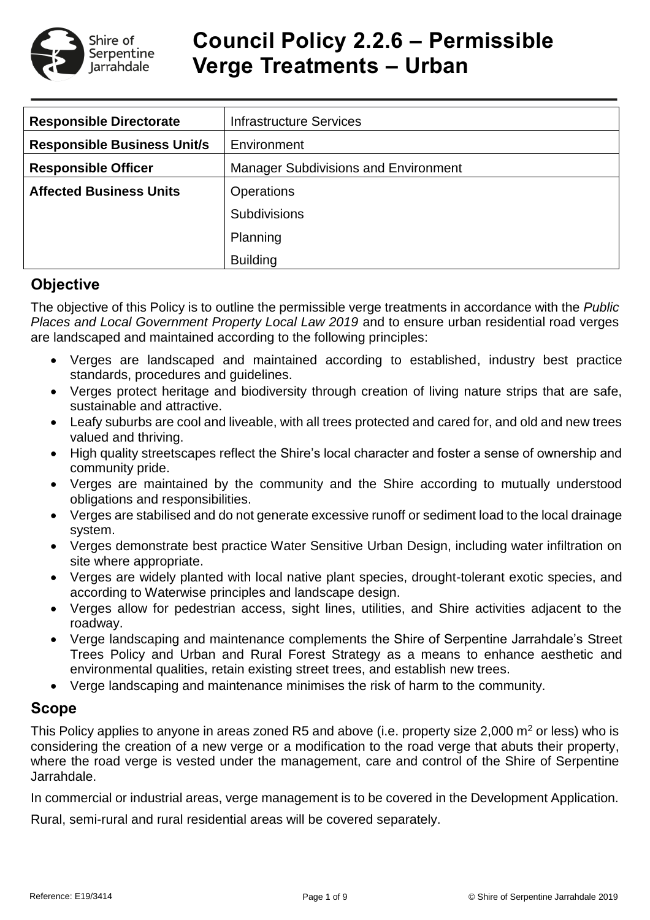# Council Policy 2.2.6 – Permissible Verge Treatments – Urban

| Responsible Directorate | Infrastructure Services |
|---|---|
| **Responsible Business Unit/s** | Environment |
| **Responsible Officer** | Manager Subdivisions and Environment |
| **Affected Business Units** | Operations |
| | Subdivisions |
| | Planning |
| | Building |

## Objective

The objective of this Policy is to outline the permissible verge treatments in accordance with the *Public Places and Local Government Property Local Law 2019* and to ensure urban residential road verges are landscaped and maintained according to the following principles:

- Verges are landscaped and maintained according to established, industry best practice standards, procedures and guidelines.
- Verges protect heritage and biodiversity through creation of living nature strips that are safe, sustainable and attractive.
- Leafy suburbs are cool and liveable, with all trees protected and cared for, and old and new trees valued and thriving.
- High quality streetscapes reflect the Shire's local character and foster a sense of ownership and community pride.
- Verges are maintained by the community and the Shire according to mutually understood obligations and responsibilities.
- Verges are stabilised and do not generate excessive runoff or sediment load to the local drainage system.
- Verges demonstrate best practice Water Sensitive Urban Design, including water infiltration on site where appropriate.
- Verges are widely planted with local native plant species, drought-tolerant exotic species, and according to Waterwise principles and landscape design.
- Verges allow for pedestrian access, sight lines, utilities, and Shire activities adjacent to the roadway.
- Verge landscaping and maintenance complements the Shire of Serpentine Jarrahdale's Street Trees Policy and Urban and Rural Forest Strategy as a means to enhance aesthetic and environmental qualities, retain existing street trees, and establish new trees.
- Verge landscaping and maintenance minimises the risk of harm to the community.

## Scope

This Policy applies to anyone in areas zoned R5 and above (i.e. property size 2,000 m$^2$ or less) who is considering the creation of a new verge or a modification to the road verge that abuts their property, where the road verge is vested under the management, care and control of the Shire of Serpentine Jarrahdale.

In commercial or industrial areas, verge management is to be covered in the Development Application.

Rural, semi-rural and rural residential areas will be covered separately.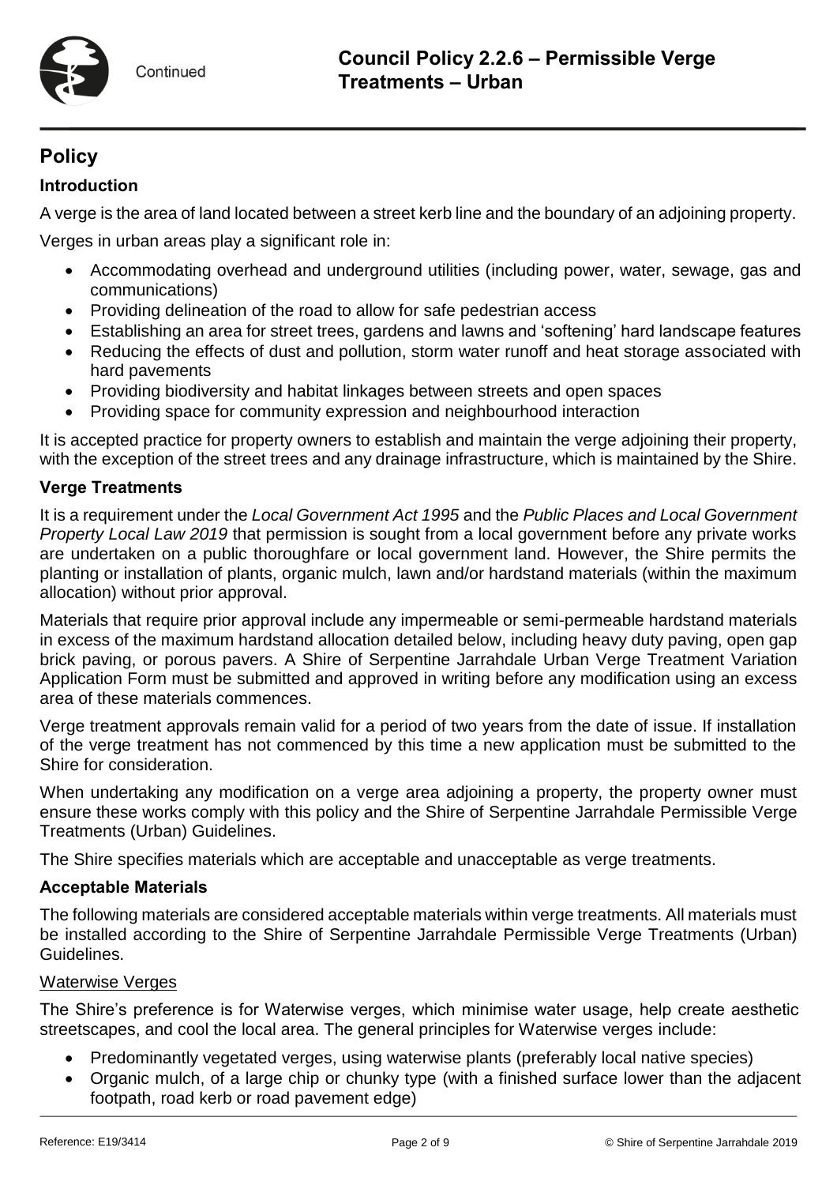## Policy

### Introduction

A verge is the area of land located between a street kerb line and the boundary of an adjoining property.

Verges in urban areas play a significant role in:

- Accommodating overhead and underground utilities (including power, water, sewage, gas and communications)
- Providing delineation of the road to allow for safe pedestrian access
- Establishing an area for street trees, gardens and lawns and 'softening' hard landscape features
- Reducing the effects of dust and pollution, storm water runoff and heat storage associated with hard pavements
- Providing biodiversity and habitat linkages between streets and open spaces
- Providing space for community expression and neighbourhood interaction

It is accepted practice for property owners to establish and maintain the verge adjoining their property, with the exception of the street trees and any drainage infrastructure, which is maintained by the Shire.

### Verge Treatments

It is a requirement under the *Local Government Act 1995* and the *Public Places and Local Government Property Local Law 2019* that permission is sought from a local government before any private works are undertaken on a public thoroughfare or local government land. However, the Shire permits the planting or installation of plants, organic mulch, lawn and/or hardstand materials (within the maximum allocation) without prior approval.

Materials that require prior approval include any impermeable or semi-permeable hardstand materials in excess of the maximum hardstand allocation detailed below, including heavy duty paving, open gap brick paving, or porous pavers. A Shire of Serpentine Jarrahdale Urban Verge Treatment Variation Application Form must be submitted and approved in writing before any modification using an excess area of these materials commences.

Verge treatment approvals remain valid for a period of two years from the date of issue. If installation of the verge treatment has not commenced by this time a new application must be submitted to the Shire for consideration.

When undertaking any modification on a verge area adjoining a property, the property owner must ensure these works comply with this policy and the Shire of Serpentine Jarrahdale Permissible Verge Treatments (Urban) Guidelines.

The Shire specifies materials which are acceptable and unacceptable as verge treatments.

### Acceptable Materials

The following materials are considered acceptable materials within verge treatments. All materials must be installed according to the Shire of Serpentine Jarrahdale Permissible Verge Treatments (Urban) Guidelines.

#### Waterwise Verges

The Shire's preference is for Waterwise verges, which minimise water usage, help create aesthetic streetscapes, and cool the local area. The general principles for Waterwise verges include:

- Predominantly vegetated verges, using waterwise plants (preferably local native species)
- Organic mulch, of a large chip or chunky type (with a finished surface lower than the adjacent footpath, road kerb or road pavement edge)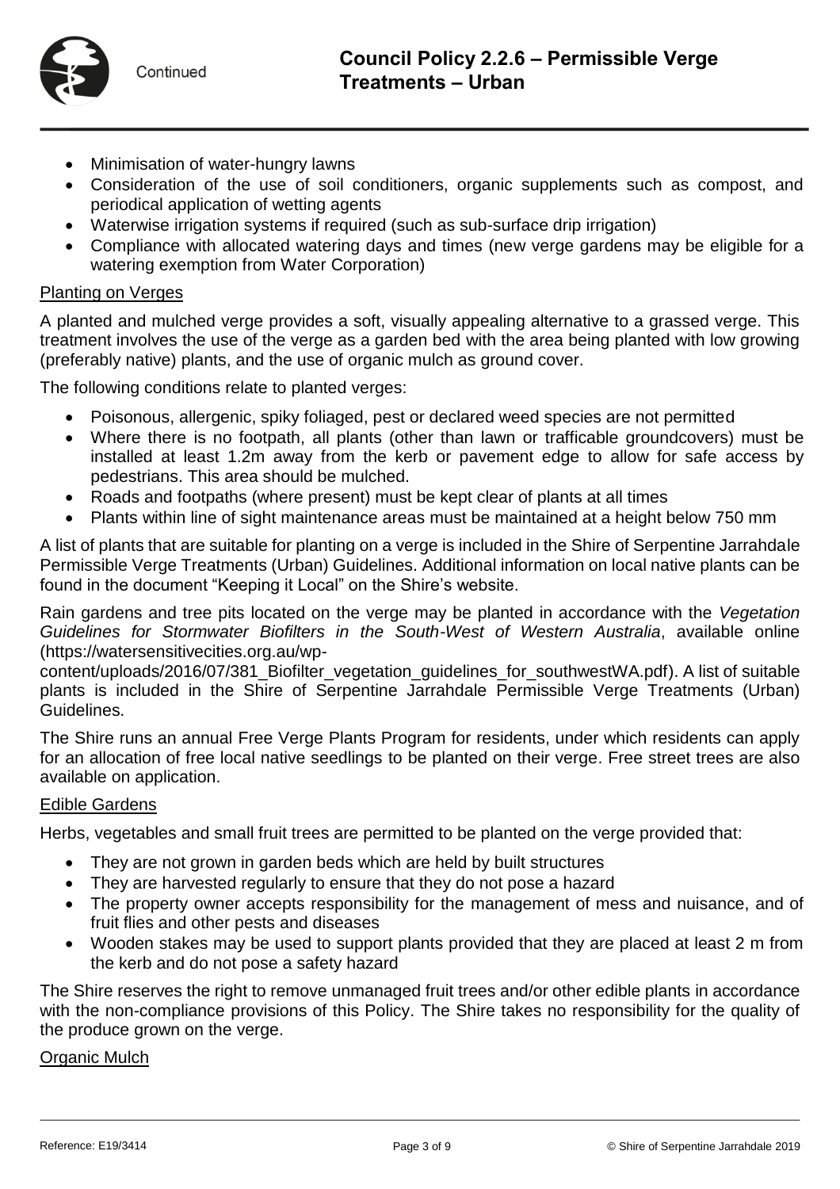- Minimisation of water-hungry lawns
- Consideration of the use of soil conditioners, organic supplements such as compost, and periodical application of wetting agents
- Waterwise irrigation systems if required (such as sub-surface drip irrigation)
- Compliance with allocated watering days and times (new verge gardens may be eligible for a watering exemption from Water Corporation)

### Planting on Verges

A planted and mulched verge provides a soft, visually appealing alternative to a grassed verge. This treatment involves the use of the verge as a garden bed with the area being planted with low growing (preferably native) plants, and the use of organic mulch as ground cover.

The following conditions relate to planted verges:

- Poisonous, allergenic, spiky foliaged, pest or declared weed species are not permitted
- Where there is no footpath, all plants (other than lawn or trafficable groundcovers) must be installed at least 1.2m away from the kerb or pavement edge to allow for safe access by pedestrians. This area should be mulched.
- Roads and footpaths (where present) must be kept clear of plants at all times
- Plants within line of sight maintenance areas must be maintained at a height below 750 mm

A list of plants that are suitable for planting on a verge is included in the Shire of Serpentine Jarrahdale Permissible Verge Treatments (Urban) Guidelines. Additional information on local native plants can be found in the document "Keeping it Local" on the Shire's website.

Rain gardens and tree pits located on the verge may be planted in accordance with the *Vegetation Guidelines for Stormwater Biofilters in the South-West of Western Australia*, available online (https://watersensitivecities.org.au/wp-content/uploads/2016/07/381_Biofilter_vegetation_guidelines_for_southwestWA.pdf). A list of suitable plants is included in the Shire of Serpentine Jarrahdale Permissible Verge Treatments (Urban) Guidelines.

The Shire runs an annual Free Verge Plants Program for residents, under which residents can apply for an allocation of free local native seedlings to be planted on their verge. Free street trees are also available on application.

### Edible Gardens

Herbs, vegetables and small fruit trees are permitted to be planted on the verge provided that:

- They are not grown in garden beds which are held by built structures
- They are harvested regularly to ensure that they do not pose a hazard
- The property owner accepts responsibility for the management of mess and nuisance, and of fruit flies and other pests and diseases
- Wooden stakes may be used to support plants provided that they are placed at least 2 m from the kerb and do not pose a safety hazard

The Shire reserves the right to remove unmanaged fruit trees and/or other edible plants in accordance with the non-compliance provisions of this Policy. The Shire takes no responsibility for the quality of the produce grown on the verge.

### Organic Mulch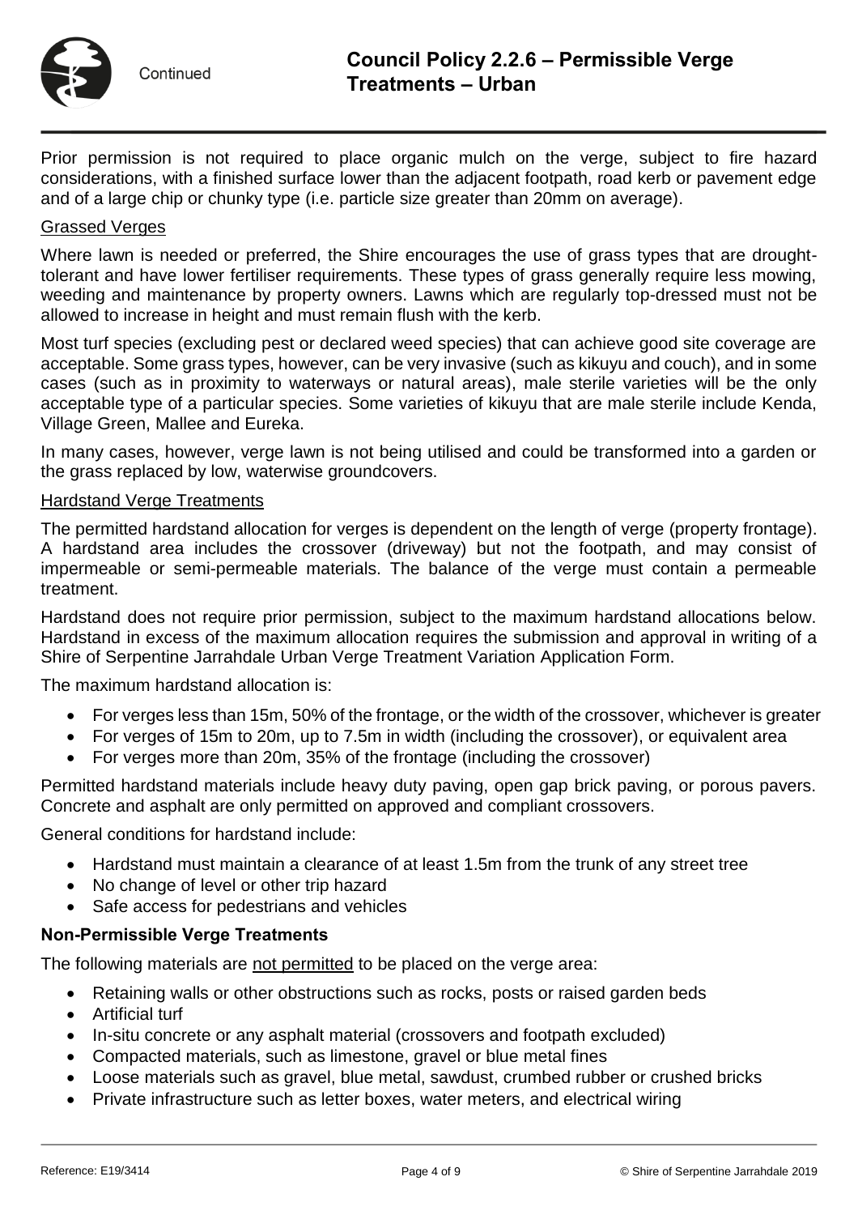Prior permission is not required to place organic mulch on the verge, subject to fire hazard considerations, with a finished surface lower than the adjacent footpath, road kerb or pavement edge and of a large chip or chunky type (i.e. particle size greater than 20mm on average).

Grassed Verges

Where lawn is needed or preferred, the Shire encourages the use of grass types that are drought-tolerant and have lower fertiliser requirements. These types of grass generally require less mowing, weeding and maintenance by property owners. Lawns which are regularly top-dressed must not be allowed to increase in height and must remain flush with the kerb.

Most turf species (excluding pest or declared weed species) that can achieve good site coverage are acceptable. Some grass types, however, can be very invasive (such as kikuyu and couch), and in some cases (such as in proximity to waterways or natural areas), male sterile varieties will be the only acceptable type of a particular species. Some varieties of kikuyu that are male sterile include Kenda, Village Green, Mallee and Eureka.

In many cases, however, verge lawn is not being utilised and could be transformed into a garden or the grass replaced by low, waterwise groundcovers.

Hardstand Verge Treatments

The permitted hardstand allocation for verges is dependent on the length of verge (property frontage). A hardstand area includes the crossover (driveway) but not the footpath, and may consist of impermeable or semi-permeable materials. The balance of the verge must contain a permeable treatment.

Hardstand does not require prior permission, subject to the maximum hardstand allocations below. Hardstand in excess of the maximum allocation requires the submission and approval in writing of a Shire of Serpentine Jarrahdale Urban Verge Treatment Variation Application Form.

The maximum hardstand allocation is:

- For verges less than 15m, 50% of the frontage, or the width of the crossover, whichever is greater
- For verges of 15m to 20m, up to 7.5m in width (including the crossover), or equivalent area
- For verges more than 20m, 35% of the frontage (including the crossover)

Permitted hardstand materials include heavy duty paving, open gap brick paving, or porous pavers. Concrete and asphalt are only permitted on approved and compliant crossovers.

General conditions for hardstand include:

- Hardstand must maintain a clearance of at least 1.5m from the trunk of any street tree
- No change of level or other trip hazard
- Safe access for pedestrians and vehicles

**Non-Permissible Verge Treatments**

The following materials are not permitted to be placed on the verge area:

- Retaining walls or other obstructions such as rocks, posts or raised garden beds
- Artificial turf
- In-situ concrete or any asphalt material (crossovers and footpath excluded)
- Compacted materials, such as limestone, gravel or blue metal fines
- Loose materials such as gravel, blue metal, sawdust, crumbed rubber or crushed bricks
- Private infrastructure such as letter boxes, water meters, and electrical wiring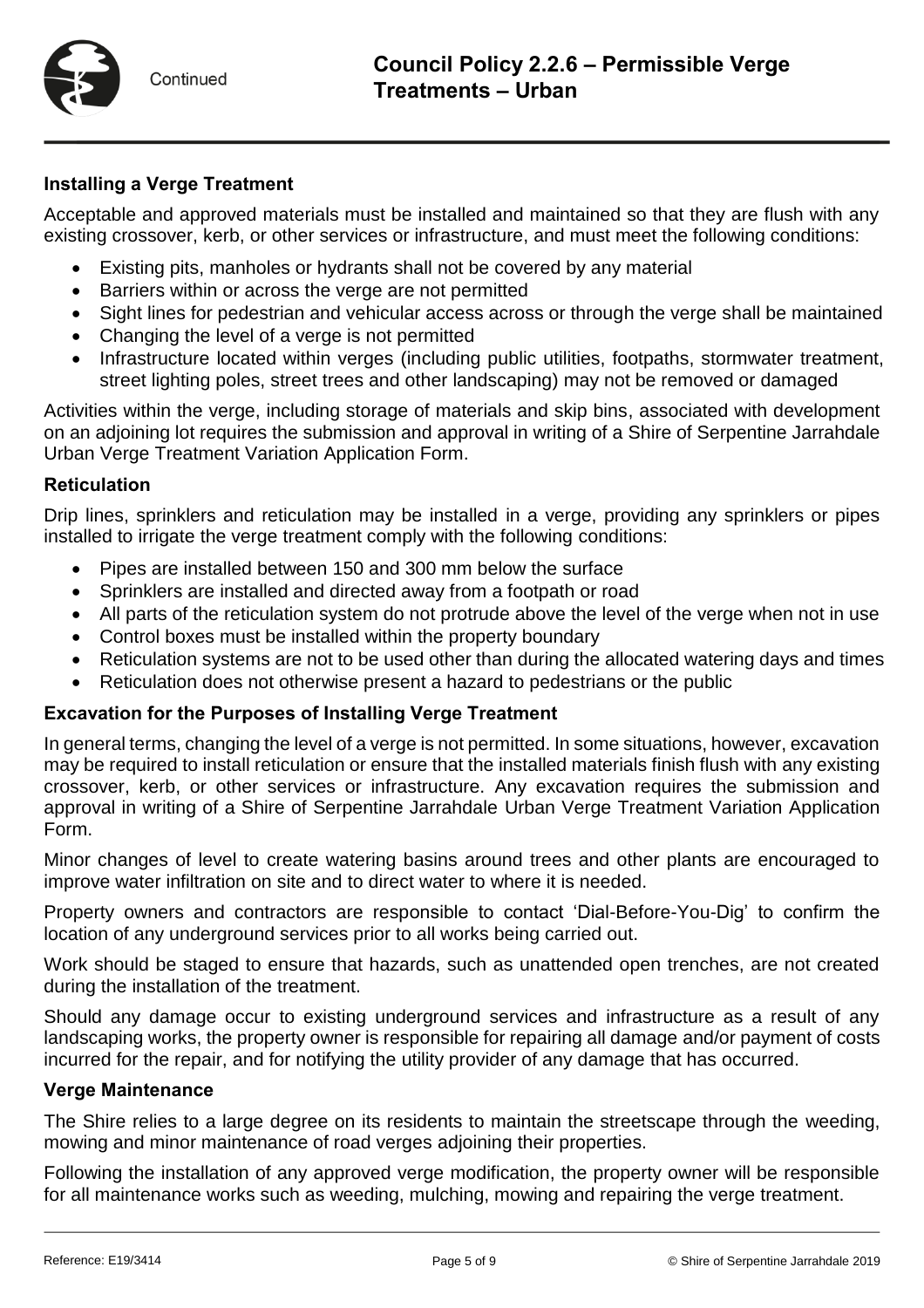### Installing a Verge Treatment

Acceptable and approved materials must be installed and maintained so that they are flush with any existing crossover, kerb, or other services or infrastructure, and must meet the following conditions:

- Existing pits, manholes or hydrants shall not be covered by any material
- Barriers within or across the verge are not permitted
- Sight lines for pedestrian and vehicular access across or through the verge shall be maintained
- Changing the level of a verge is not permitted
- Infrastructure located within verges (including public utilities, footpaths, stormwater treatment, street lighting poles, street trees and other landscaping) may not be removed or damaged

Activities within the verge, including storage of materials and skip bins, associated with development on an adjoining lot requires the submission and approval in writing of a Shire of Serpentine Jarrahdale Urban Verge Treatment Variation Application Form.

### Reticulation

Drip lines, sprinklers and reticulation may be installed in a verge, providing any sprinklers or pipes installed to irrigate the verge treatment comply with the following conditions:

- Pipes are installed between 150 and 300 mm below the surface
- Sprinklers are installed and directed away from a footpath or road
- All parts of the reticulation system do not protrude above the level of the verge when not in use
- Control boxes must be installed within the property boundary
- Reticulation systems are not to be used other than during the allocated watering days and times
- Reticulation does not otherwise present a hazard to pedestrians or the public

### Excavation for the Purposes of Installing Verge Treatment

In general terms, changing the level of a verge is not permitted. In some situations, however, excavation may be required to install reticulation or ensure that the installed materials finish flush with any existing crossover, kerb, or other services or infrastructure. Any excavation requires the submission and approval in writing of a Shire of Serpentine Jarrahdale Urban Verge Treatment Variation Application Form.

Minor changes of level to create watering basins around trees and other plants are encouraged to improve water infiltration on site and to direct water to where it is needed.

Property owners and contractors are responsible to contact 'Dial-Before-You-Dig' to confirm the location of any underground services prior to all works being carried out.

Work should be staged to ensure that hazards, such as unattended open trenches, are not created during the installation of the treatment.

Should any damage occur to existing underground services and infrastructure as a result of any landscaping works, the property owner is responsible for repairing all damage and/or payment of costs incurred for the repair, and for notifying the utility provider of any damage that has occurred.

### Verge Maintenance

The Shire relies to a large degree on its residents to maintain the streetscape through the weeding, mowing and minor maintenance of road verges adjoining their properties.

Following the installation of any approved verge modification, the property owner will be responsible for all maintenance works such as weeding, mulching, mowing and repairing the verge treatment.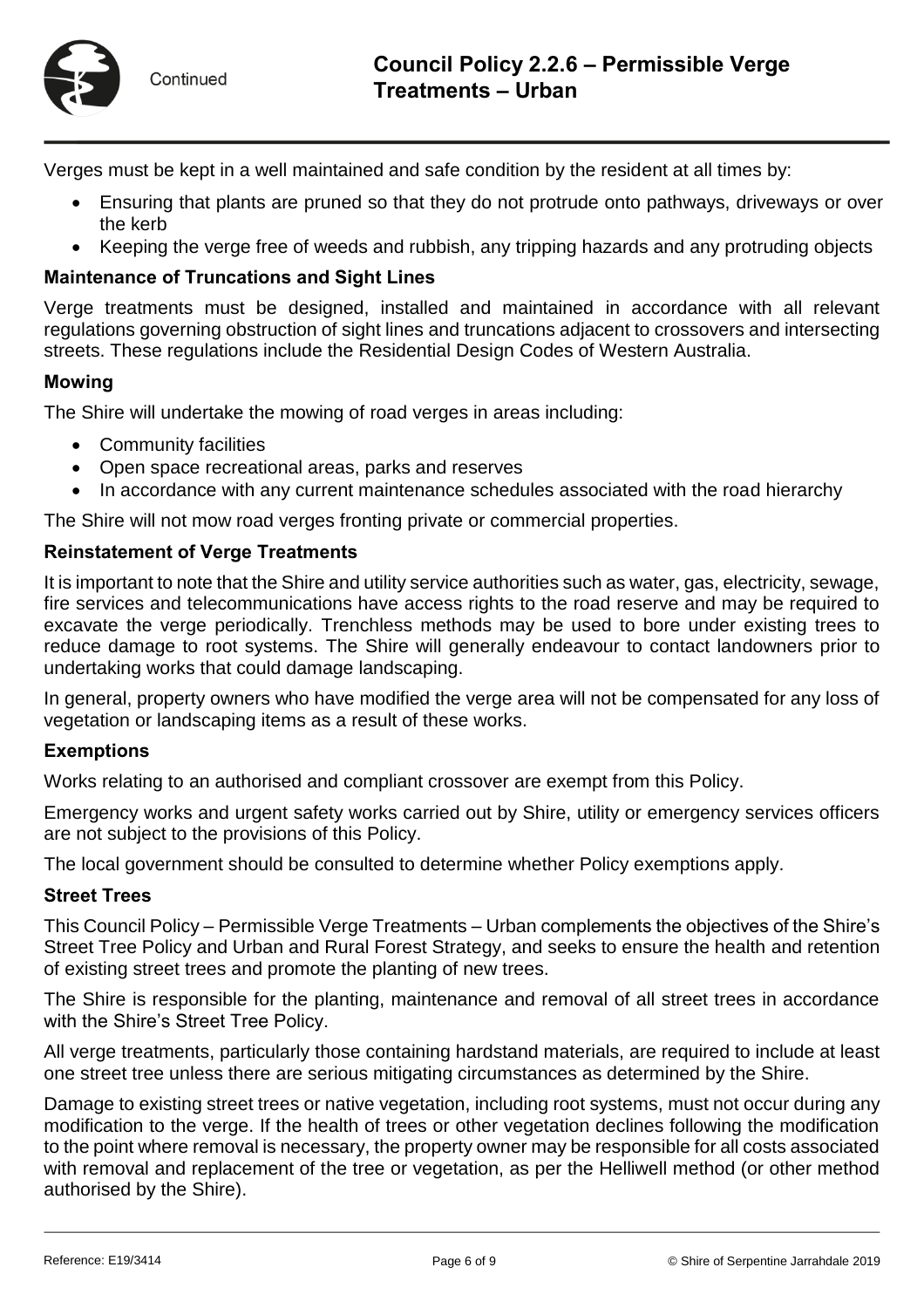Verges must be kept in a well maintained and safe condition by the resident at all times by:

- Ensuring that plants are pruned so that they do not protrude onto pathways, driveways or over the kerb
- Keeping the verge free of weeds and rubbish, any tripping hazards and any protruding objects

### Maintenance of Truncations and Sight Lines

Verge treatments must be designed, installed and maintained in accordance with all relevant regulations governing obstruction of sight lines and truncations adjacent to crossovers and intersecting streets. These regulations include the Residential Design Codes of Western Australia.

### Mowing

The Shire will undertake the mowing of road verges in areas including:

- Community facilities
- Open space recreational areas, parks and reserves
- In accordance with any current maintenance schedules associated with the road hierarchy

The Shire will not mow road verges fronting private or commercial properties.

### Reinstatement of Verge Treatments

It is important to note that the Shire and utility service authorities such as water, gas, electricity, sewage, fire services and telecommunications have access rights to the road reserve and may be required to excavate the verge periodically. Trenchless methods may be used to bore under existing trees to reduce damage to root systems. The Shire will generally endeavour to contact landowners prior to undertaking works that could damage landscaping.

In general, property owners who have modified the verge area will not be compensated for any loss of vegetation or landscaping items as a result of these works.

### Exemptions

Works relating to an authorised and compliant crossover are exempt from this Policy.

Emergency works and urgent safety works carried out by Shire, utility or emergency services officers are not subject to the provisions of this Policy.

The local government should be consulted to determine whether Policy exemptions apply.

### Street Trees

This Council Policy – Permissible Verge Treatments – Urban complements the objectives of the Shire's Street Tree Policy and Urban and Rural Forest Strategy, and seeks to ensure the health and retention of existing street trees and promote the planting of new trees.

The Shire is responsible for the planting, maintenance and removal of all street trees in accordance with the Shire's Street Tree Policy.

All verge treatments, particularly those containing hardstand materials, are required to include at least one street tree unless there are serious mitigating circumstances as determined by the Shire.

Damage to existing street trees or native vegetation, including root systems, must not occur during any modification to the verge. If the health of trees or other vegetation declines following the modification to the point where removal is necessary, the property owner may be responsible for all costs associated with removal and replacement of the tree or vegetation, as per the Helliwell method (or other method authorised by the Shire).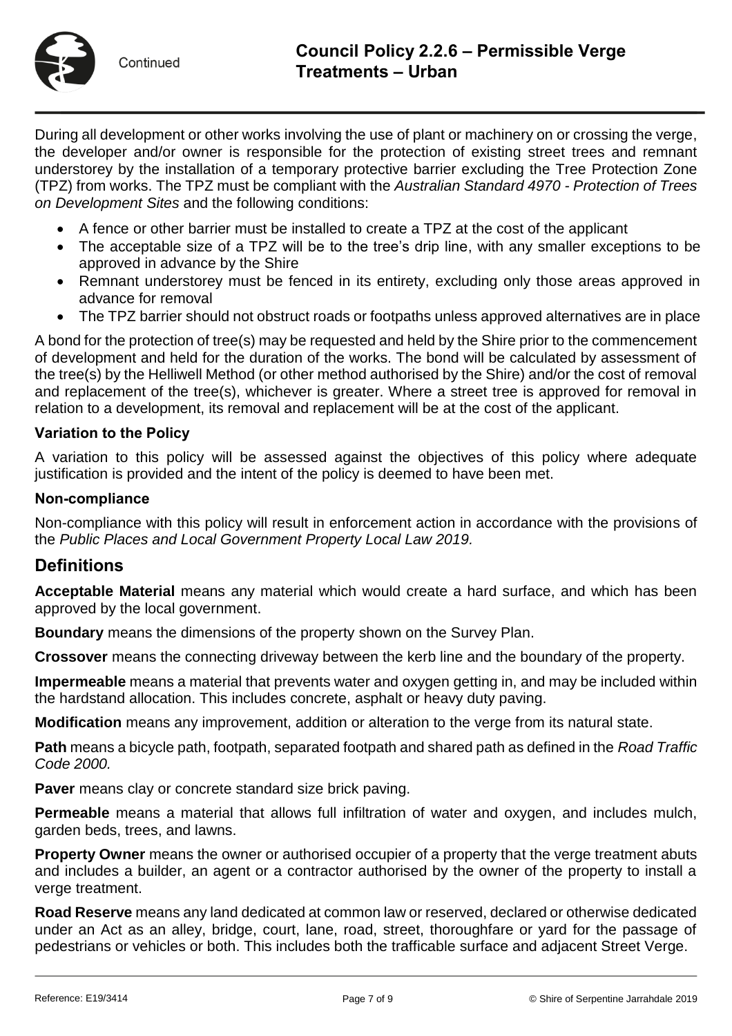During all development or other works involving the use of plant or machinery on or crossing the verge, the developer and/or owner is responsible for the protection of existing street trees and remnant understorey by the installation of a temporary protective barrier excluding the Tree Protection Zone (TPZ) from works. The TPZ must be compliant with the *Australian Standard 4970 - Protection of Trees on Development Sites* and the following conditions:

- A fence or other barrier must be installed to create a TPZ at the cost of the applicant
- The acceptable size of a TPZ will be to the tree's drip line, with any smaller exceptions to be approved in advance by the Shire
- Remnant understorey must be fenced in its entirety, excluding only those areas approved in advance for removal
- The TPZ barrier should not obstruct roads or footpaths unless approved alternatives are in place

A bond for the protection of tree(s) may be requested and held by the Shire prior to the commencement of development and held for the duration of the works. The bond will be calculated by assessment of the tree(s) by the Helliwell Method (or other method authorised by the Shire) and/or the cost of removal and replacement of the tree(s), whichever is greater. Where a street tree is approved for removal in relation to a development, its removal and replacement will be at the cost of the applicant.

### Variation to the Policy

A variation to this policy will be assessed against the objectives of this policy where adequate justification is provided and the intent of the policy is deemed to have been met.

### Non-compliance

Non-compliance with this policy will result in enforcement action in accordance with the provisions of the *Public Places and Local Government Property Local Law 2019.*

## Definitions

**Acceptable Material** means any material which would create a hard surface, and which has been approved by the local government.

**Boundary** means the dimensions of the property shown on the Survey Plan.

**Crossover** means the connecting driveway between the kerb line and the boundary of the property.

**Impermeable** means a material that prevents water and oxygen getting in, and may be included within the hardstand allocation. This includes concrete, asphalt or heavy duty paving.

**Modification** means any improvement, addition or alteration to the verge from its natural state.

**Path** means a bicycle path, footpath, separated footpath and shared path as defined in the *Road Traffic Code 2000.*

**Paver** means clay or concrete standard size brick paving.

**Permeable** means a material that allows full infiltration of water and oxygen, and includes mulch, garden beds, trees, and lawns.

**Property Owner** means the owner or authorised occupier of a property that the verge treatment abuts and includes a builder, an agent or a contractor authorised by the owner of the property to install a verge treatment.

**Road Reserve** means any land dedicated at common law or reserved, declared or otherwise dedicated under an Act as an alley, bridge, court, lane, road, street, thoroughfare or yard for the passage of pedestrians or vehicles or both. This includes both the trafficable surface and adjacent Street Verge.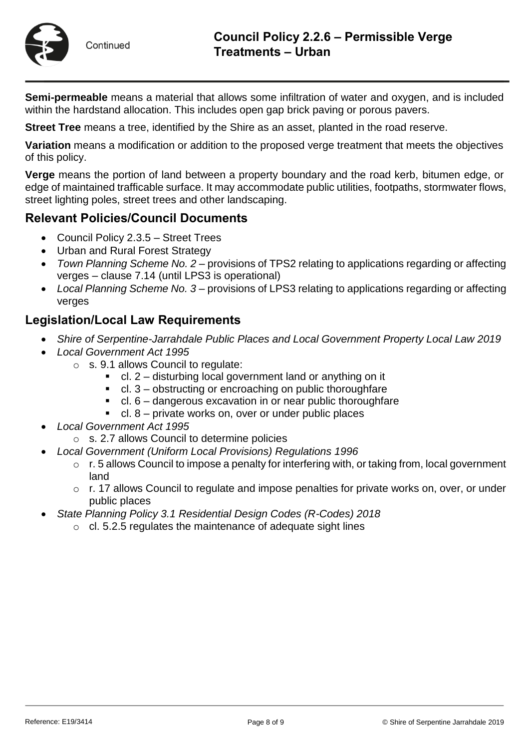**Semi-permeable** means a material that allows some infiltration of water and oxygen, and is included within the hardstand allocation. This includes open gap brick paving or porous pavers.

**Street Tree** means a tree, identified by the Shire as an asset, planted in the road reserve.

**Variation** means a modification or addition to the proposed verge treatment that meets the objectives of this policy.

**Verge** means the portion of land between a property boundary and the road kerb, bitumen edge, or edge of maintained trafficable surface. It may accommodate public utilities, footpaths, stormwater flows, street lighting poles, street trees and other landscaping.

## Relevant Policies/Council Documents

- Council Policy 2.3.5 – Street Trees
- Urban and Rural Forest Strategy
- *Town Planning Scheme No. 2* – provisions of TPS2 relating to applications regarding or affecting verges – clause 7.14 (until LPS3 is operational)
- *Local Planning Scheme No. 3* – provisions of LPS3 relating to applications regarding or affecting verges

## Legislation/Local Law Requirements

- *Shire of Serpentine-Jarrahdale Public Places and Local Government Property Local Law 2019*
- *Local Government Act 1995*
  - s. 9.1 allows Council to regulate:
    - cl. 2 – disturbing local government land or anything on it
    - cl. 3 – obstructing or encroaching on public thoroughfare
    - cl. 6 – dangerous excavation in or near public thoroughfare
    - cl. 8 – private works on, over or under public places
- *Local Government Act 1995*
  - s. 2.7 allows Council to determine policies
- *Local Government (Uniform Local Provisions) Regulations 1996*
  - r. 5 allows Council to impose a penalty for interfering with, or taking from, local government land
  - r. 17 allows Council to regulate and impose penalties for private works on, over, or under public places
- *State Planning Policy 3.1 Residential Design Codes (R-Codes) 2018*
  - cl. 5.2.5 regulates the maintenance of adequate sight lines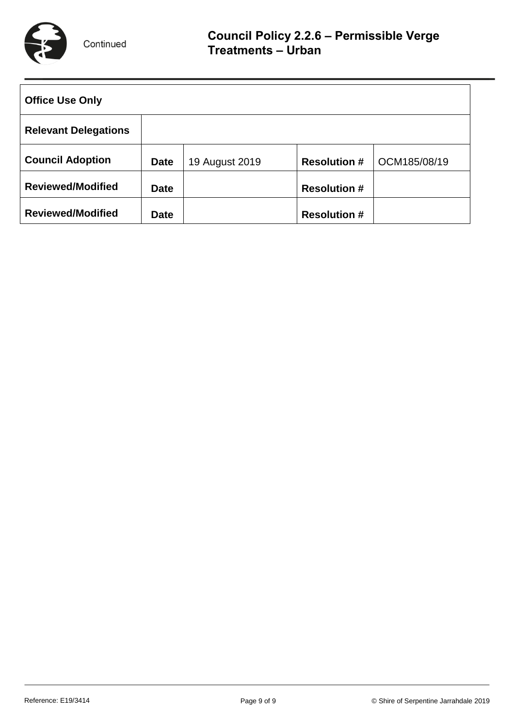| Office Use Only | | | | |
|---|---|---|---|---|
| **Relevant Delegations** | | | | |
| **Council Adoption** | **Date** | 19 August 2019 | **Resolution #** | OCM185/08/19 |
| **Reviewed/Modified** | **Date** | | **Resolution #** | |
| **Reviewed/Modified** | **Date** | | **Resolution #** | |